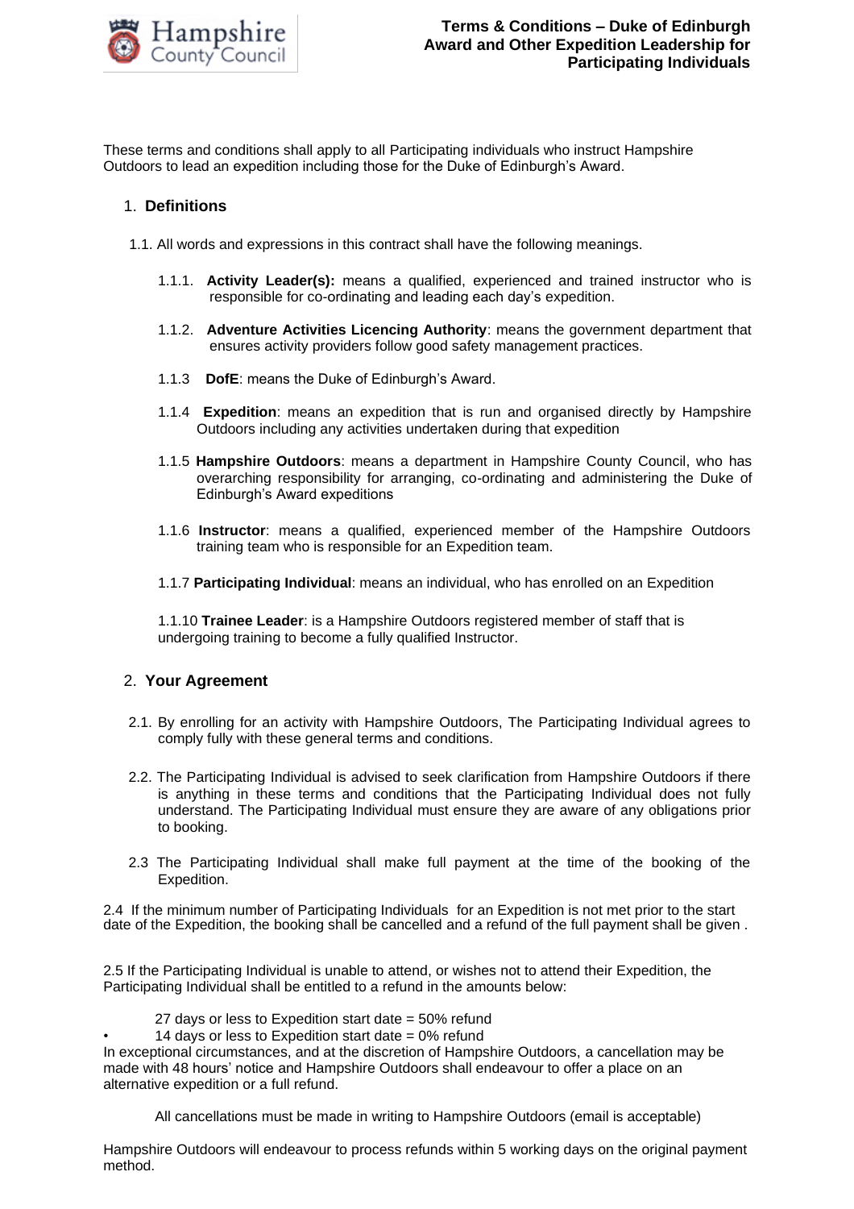# Terms & Conditions – Duke of Edinburgh Award and Other Expedition Leadership for Participating Individuals

These terms and conditions shall apply to all Participating individuals who instruct Hampshire Outdoors to lead an expedition including those for the Duke of Edinburgh's Award.

## 1. Definitions

1.1. All words and expressions in this contract shall have the following meanings.

1.1.1. **Activity Leader(s):** means a qualified, experienced and trained instructor who is responsible for co-ordinating and leading each day's expedition.

1.1.2. **Adventure Activities Licencing Authority**: means the government department that ensures activity providers follow good safety management practices.

1.1.3 **DofE**: means the Duke of Edinburgh's Award.

1.1.4 **Expedition**: means an expedition that is run and organised directly by Hampshire Outdoors including any activities undertaken during that expedition

1.1.5 **Hampshire Outdoors**: means a department in Hampshire County Council, who has overarching responsibility for arranging, co-ordinating and administering the Duke of Edinburgh's Award expeditions

1.1.6 **Instructor**: means a qualified, experienced member of the Hampshire Outdoors training team who is responsible for an Expedition team.

1.1.7 **Participating Individual**: means an individual, who has enrolled on an Expedition

1.1.10 **Trainee Leader**: is a Hampshire Outdoors registered member of staff that is undergoing training to become a fully qualified Instructor.

## 2. Your Agreement

2.1. By enrolling for an activity with Hampshire Outdoors, The Participating Individual agrees to comply fully with these general terms and conditions.

2.2. The Participating Individual is advised to seek clarification from Hampshire Outdoors if there is anything in these terms and conditions that the Participating Individual does not fully understand. The Participating Individual must ensure they are aware of any obligations prior to booking.

2.3 The Participating Individual shall make full payment at the time of the booking of the Expedition.

2.4 If the minimum number of Participating Individuals for an Expedition is not met prior to the start date of the Expedition, the booking shall be cancelled and a refund of the full payment shall be given .

2.5 If the Participating Individual is unable to attend, or wishes not to attend their Expedition, the Participating Individual shall be entitled to a refund in the amounts below:

27 days or less to Expedition start date = 50% refund

- 14 days or less to Expedition start date = 0% refund

In exceptional circumstances, and at the discretion of Hampshire Outdoors, a cancellation may be made with 48 hours' notice and Hampshire Outdoors shall endeavour to offer a place on an alternative expedition or a full refund.

All cancellations must be made in writing to Hampshire Outdoors (email is acceptable)

Hampshire Outdoors will endeavour to process refunds within 5 working days on the original payment method.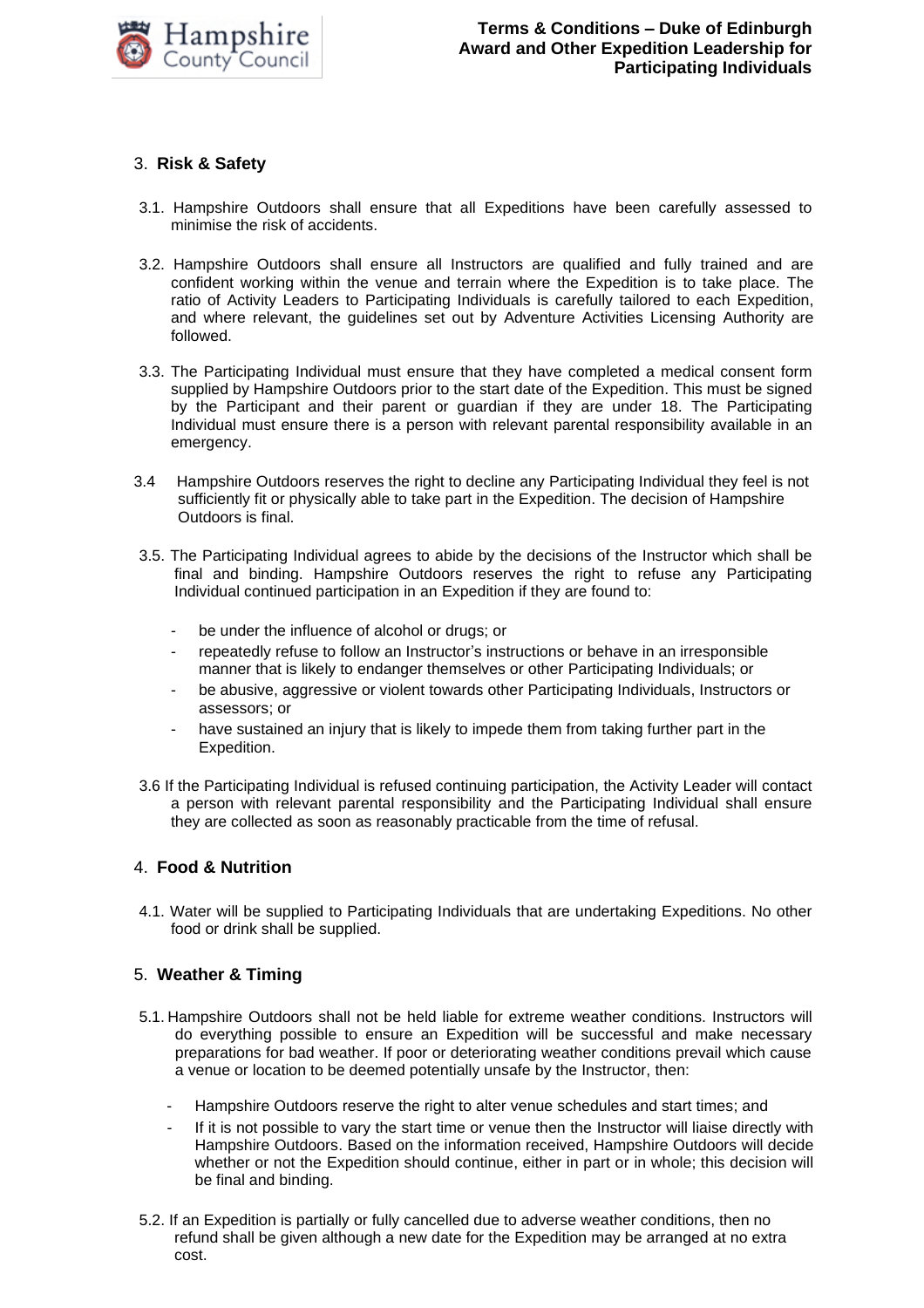## 3. Risk & Safety

3.1. Hampshire Outdoors shall ensure that all Expeditions have been carefully assessed to minimise the risk of accidents.

3.2. Hampshire Outdoors shall ensure all Instructors are qualified and fully trained and are confident working within the venue and terrain where the Expedition is to take place. The ratio of Activity Leaders to Participating Individuals is carefully tailored to each Expedition, and where relevant, the guidelines set out by Adventure Activities Licensing Authority are followed.

3.3. The Participating Individual must ensure that they have completed a medical consent form supplied by Hampshire Outdoors prior to the start date of the Expedition. This must be signed by the Participant and their parent or guardian if they are under 18. The Participating Individual must ensure there is a person with relevant parental responsibility available in an emergency.

3.4 Hampshire Outdoors reserves the right to decline any Participating Individual they feel is not sufficiently fit or physically able to take part in the Expedition. The decision of Hampshire Outdoors is final.

3.5. The Participating Individual agrees to abide by the decisions of the Instructor which shall be final and binding. Hampshire Outdoors reserves the right to refuse any Participating Individual continued participation in an Expedition if they are found to:

- be under the influence of alcohol or drugs; or
- repeatedly refuse to follow an Instructor's instructions or behave in an irresponsible manner that is likely to endanger themselves or other Participating Individuals; or
- be abusive, aggressive or violent towards other Participating Individuals, Instructors or assessors; or
- have sustained an injury that is likely to impede them from taking further part in the Expedition.

3.6 If the Participating Individual is refused continuing participation, the Activity Leader will contact a person with relevant parental responsibility and the Participating Individual shall ensure they are collected as soon as reasonably practicable from the time of refusal.

## 4. Food & Nutrition

4.1. Water will be supplied to Participating Individuals that are undertaking Expeditions. No other food or drink shall be supplied.

## 5. Weather & Timing

5.1. Hampshire Outdoors shall not be held liable for extreme weather conditions. Instructors will do everything possible to ensure an Expedition will be successful and make necessary preparations for bad weather. If poor or deteriorating weather conditions prevail which cause a venue or location to be deemed potentially unsafe by the Instructor, then:

- Hampshire Outdoors reserve the right to alter venue schedules and start times; and
- If it is not possible to vary the start time or venue then the Instructor will liaise directly with Hampshire Outdoors. Based on the information received, Hampshire Outdoors will decide whether or not the Expedition should continue, either in part or in whole; this decision will be final and binding.

5.2. If an Expedition is partially or fully cancelled due to adverse weather conditions, then no refund shall be given although a new date for the Expedition may be arranged at no extra cost.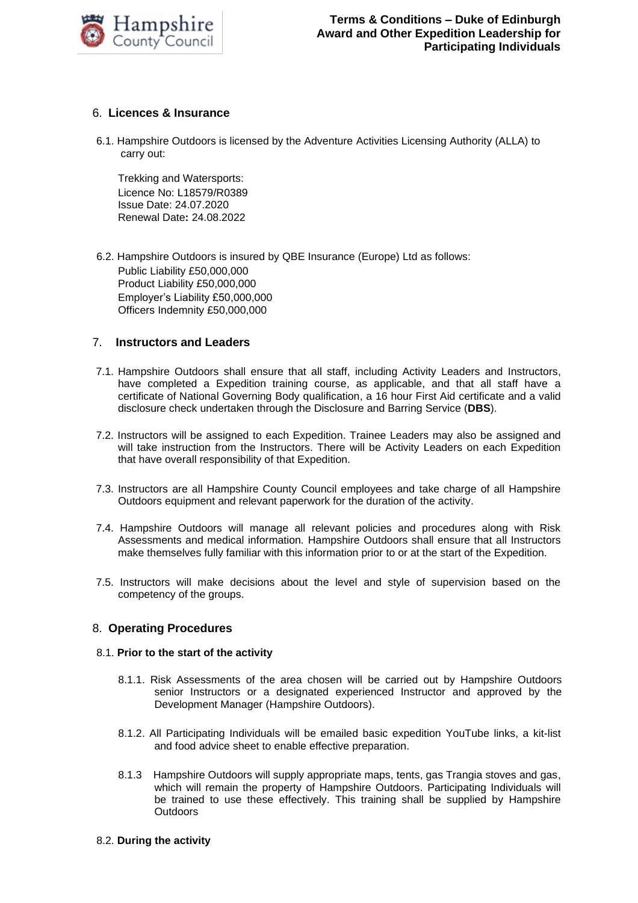## 6. Licences & Insurance

6.1. Hampshire Outdoors is licensed by the Adventure Activities Licensing Authority (ALLA) to carry out:

Trekking and Watersports:
Licence No: L18579/R0389
Issue Date: 24.07.2020
Renewal Date**:** 24.08.2022

6.2. Hampshire Outdoors is insured by QBE Insurance (Europe) Ltd as follows:
Public Liability £50,000,000
Product Liability £50,000,000
Employer's Liability £50,000,000
Officers Indemnity £50,000,000

## 7. Instructors and Leaders

7.1. Hampshire Outdoors shall ensure that all staff, including Activity Leaders and Instructors, have completed a Expedition training course, as applicable, and that all staff have a certificate of National Governing Body qualification, a 16 hour First Aid certificate and a valid disclosure check undertaken through the Disclosure and Barring Service (**DBS**).

7.2. Instructors will be assigned to each Expedition. Trainee Leaders may also be assigned and will take instruction from the Instructors. There will be Activity Leaders on each Expedition that have overall responsibility of that Expedition.

7.3. Instructors are all Hampshire County Council employees and take charge of all Hampshire Outdoors equipment and relevant paperwork for the duration of the activity.

7.4. Hampshire Outdoors will manage all relevant policies and procedures along with Risk Assessments and medical information. Hampshire Outdoors shall ensure that all Instructors make themselves fully familiar with this information prior to or at the start of the Expedition.

7.5. Instructors will make decisions about the level and style of supervision based on the competency of the groups.

## 8. Operating Procedures

8.1. **Prior to the start of the activity**

8.1.1. Risk Assessments of the area chosen will be carried out by Hampshire Outdoors senior Instructors or a designated experienced Instructor and approved by the Development Manager (Hampshire Outdoors).

8.1.2. All Participating Individuals will be emailed basic expedition YouTube links, a kit-list and food advice sheet to enable effective preparation.

8.1.3 Hampshire Outdoors will supply appropriate maps, tents, gas Trangia stoves and gas, which will remain the property of Hampshire Outdoors. Participating Individuals will be trained to use these effectively. This training shall be supplied by Hampshire Outdoors

8.2. **During the activity**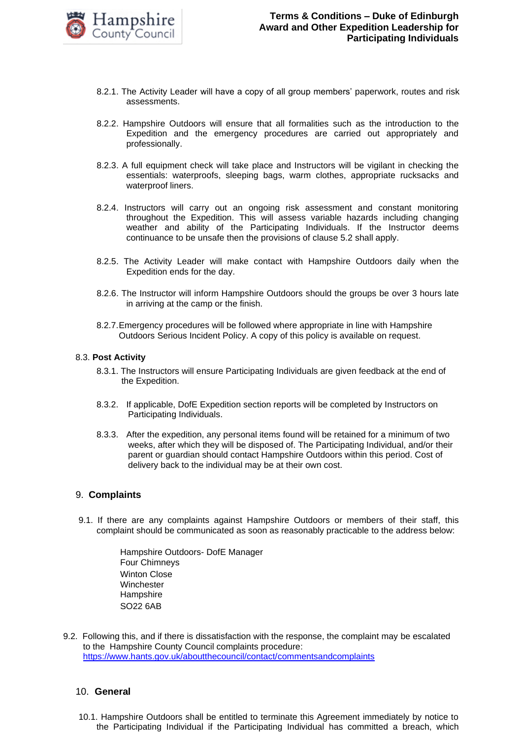8.2.1. The Activity Leader will have a copy of all group members' paperwork, routes and risk assessments.

8.2.2. Hampshire Outdoors will ensure that all formalities such as the introduction to the Expedition and the emergency procedures are carried out appropriately and professionally.

8.2.3. A full equipment check will take place and Instructors will be vigilant in checking the essentials: waterproofs, sleeping bags, warm clothes, appropriate rucksacks and waterproof liners.

8.2.4. Instructors will carry out an ongoing risk assessment and constant monitoring throughout the Expedition. This will assess variable hazards including changing weather and ability of the Participating Individuals. If the Instructor deems continuance to be unsafe then the provisions of clause 5.2 shall apply.

8.2.5. The Activity Leader will make contact with Hampshire Outdoors daily when the Expedition ends for the day.

8.2.6. The Instructor will inform Hampshire Outdoors should the groups be over 3 hours late in arriving at the camp or the finish.

8.2.7. Emergency procedures will be followed where appropriate in line with Hampshire Outdoors Serious Incident Policy. A copy of this policy is available on request.

8.3. **Post Activity**

8.3.1. The Instructors will ensure Participating Individuals are given feedback at the end of the Expedition.

8.3.2. If applicable, DofE Expedition section reports will be completed by Instructors on Participating Individuals.

8.3.3. After the expedition, any personal items found will be retained for a minimum of two weeks, after which they will be disposed of. The Participating Individual, and/or their parent or guardian should contact Hampshire Outdoors within this period. Cost of delivery back to the individual may be at their own cost.

## 9. Complaints

9.1. If there are any complaints against Hampshire Outdoors or members of their staff, this complaint should be communicated as soon as reasonably practicable to the address below:

Hampshire Outdoors- DofE Manager
Four Chimneys
Winton Close
Winchester
Hampshire
SO22 6AB

9.2. Following this, and if there is dissatisfaction with the response, the complaint may be escalated to the Hampshire County Council complaints procedure: [https://www.hants.gov.uk/aboutthecouncil/contact/commentsandcomplaints](https://www.hants.gov.uk/aboutthecouncil/contact/commentsandcomplaints)

## 10. General

10.1. Hampshire Outdoors shall be entitled to terminate this Agreement immediately by notice to the Participating Individual if the Participating Individual has committed a breach, which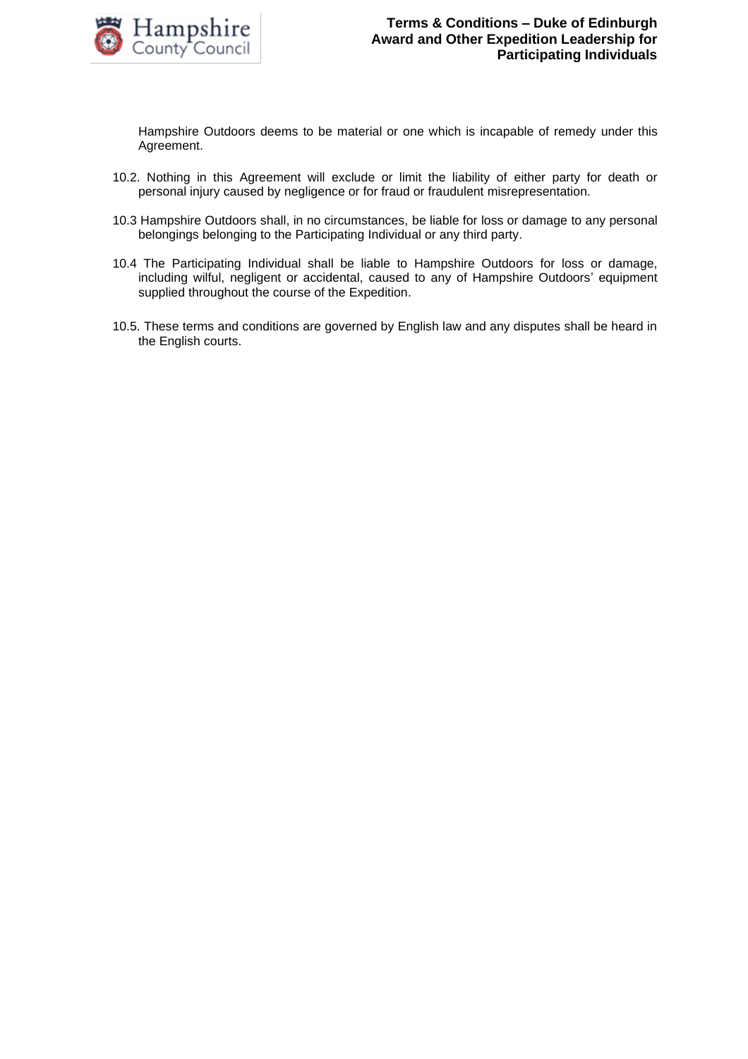Hampshire Outdoors deems to be material or one which is incapable of remedy under this Agreement.

10.2. Nothing in this Agreement will exclude or limit the liability of either party for death or personal injury caused by negligence or for fraud or fraudulent misrepresentation.

10.3 Hampshire Outdoors shall, in no circumstances, be liable for loss or damage to any personal belongings belonging to the Participating Individual or any third party.

10.4 The Participating Individual shall be liable to Hampshire Outdoors for loss or damage, including wilful, negligent or accidental, caused to any of Hampshire Outdoors' equipment supplied throughout the course of the Expedition.

10.5. These terms and conditions are governed by English law and any disputes shall be heard in the English courts.